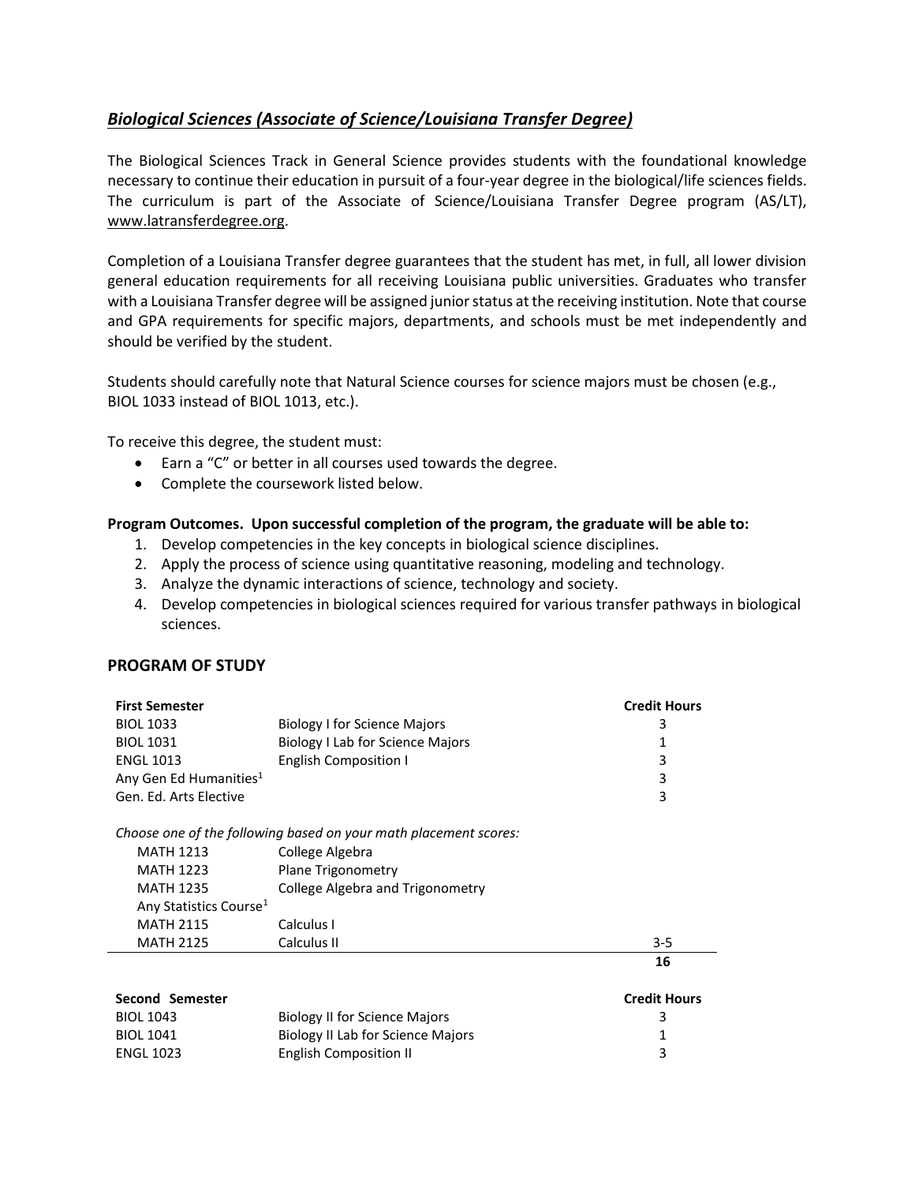## *Biological Sciences (Associate of Science/Louisiana Transfer Degree)*

The Biological Sciences Track in General Science provides students with the foundational knowledge necessary to continue their education in pursuit of a four-year degree in the biological/life sciences fields. The curriculum is part of the Associate of Science/Louisiana Transfer Degree program (AS/LT), www.latransferdegree.org.

Completion of a Louisiana Transfer degree guarantees that the student has met, in full, all lower division general education requirements for all receiving Louisiana public universities. Graduates who transfer with a Louisiana Transfer degree will be assigned junior status at the receiving institution. Note that course and GPA requirements for specific majors, departments, and schools must be met independently and should be verified by the student.

Students should carefully note that Natural Science courses for science majors must be chosen (e.g., BIOL 1033 instead of BIOL 1013, etc.).

To receive this degree, the student must:

- Earn a "C" or better in all courses used towards the degree.
- Complete the coursework listed below.

**Program Outcomes. Upon successful completion of the program, the graduate will be able to:**

1. Develop competencies in the key concepts in biological science disciplines.
2. Apply the process of science using quantitative reasoning, modeling and technology.
3. Analyze the dynamic interactions of science, technology and society.
4. Develop competencies in biological sciences required for various transfer pathways in biological sciences.

### PROGRAM OF STUDY

| **First Semester** | | **Credit Hours** |
|---|---|---|
| BIOL 1033 | Biology I for Science Majors | 3 |
| BIOL 1031 | Biology I Lab for Science Majors | 1 |
| ENGL 1013 | English Composition I | 3 |
| Any Gen Ed Humanities[1] | | 3 |
| Gen. Ed. Arts Elective | | 3 |
| *Choose one of the following based on your math placement scores:* | | |
| MATH 1213 | College Algebra | |
| MATH 1223 | Plane Trigonometry | |
| MATH 1235 | College Algebra and Trigonometry | |
| Any Statistics Course[1] | | |
| MATH 2115 | Calculus I | |
| MATH 2125 | Calculus II | 3-5 |
| | | **16** |

| **Second Semester** | | **Credit Hours** |
|---|---|---|
| BIOL 1043 | Biology II for Science Majors | 3 |
| BIOL 1041 | Biology II Lab for Science Majors | 1 |
| ENGL 1023 | English Composition II | 3 |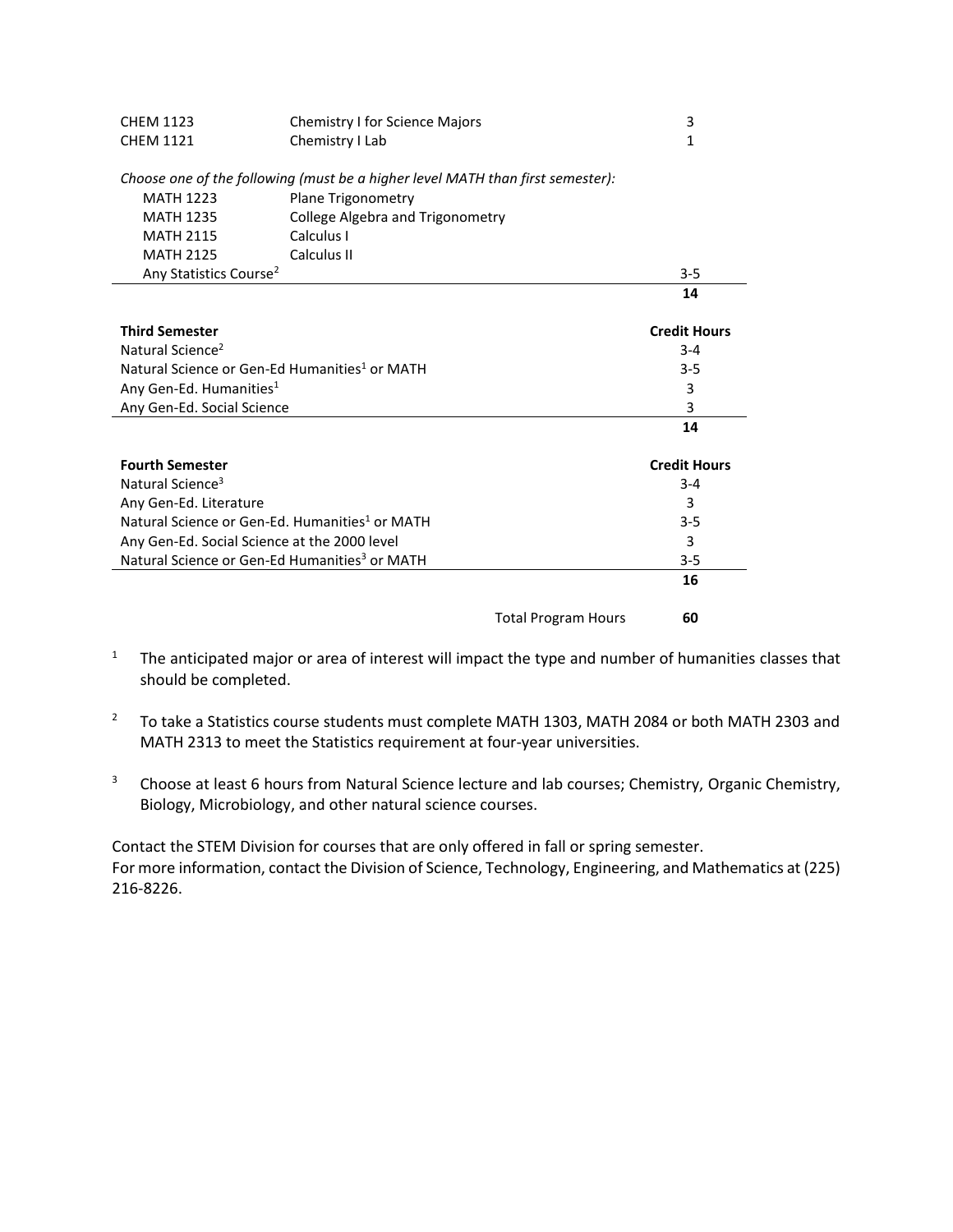| | | |
|---|---|---|
| CHEM 1123 | Chemistry I for Science Majors | 3 |
| CHEM 1121 | Chemistry I Lab | 1 |
| *Choose one of the following (must be a higher level MATH than first semester):* | | |
| MATH 1223 | Plane Trigonometry | |
| MATH 1235 | College Algebra and Trigonometry | |
| MATH 2115 | Calculus I | |
| MATH 2125 | Calculus II | |
| Any Statistics Course[2] | | 3-5 |
| | | **14** |

| **Third Semester** | **Credit Hours** |
|---|---|
| Natural Science[2] | 3-4 |
| Natural Science or Gen-Ed Humanities[1] or MATH | 3-5 |
| Any Gen-Ed. Humanities[1] | 3 |
| Any Gen-Ed. Social Science | 3 |
| | **14** |

| **Fourth Semester** | **Credit Hours** |
|---|---|
| Natural Science[3] | 3-4 |
| Any Gen-Ed. Literature | 3 |
| Natural Science or Gen-Ed. Humanities[1] or MATH | 3-5 |
| Any Gen-Ed. Social Science at the 2000 level | 3 |
| Natural Science or Gen-Ed Humanities[3] or MATH | 3-5 |
| | **16** |
| Total Program Hours | **60** |

[1] The anticipated major or area of interest will impact the type and number of humanities classes that should be completed.

[2] To take a Statistics course students must complete MATH 1303, MATH 2084 or both MATH 2303 and MATH 2313 to meet the Statistics requirement at four-year universities.

[3] Choose at least 6 hours from Natural Science lecture and lab courses; Chemistry, Organic Chemistry, Biology, Microbiology, and other natural science courses.

Contact the STEM Division for courses that are only offered in fall or spring semester.
For more information, contact the Division of Science, Technology, Engineering, and Mathematics at (225) 216-8226.